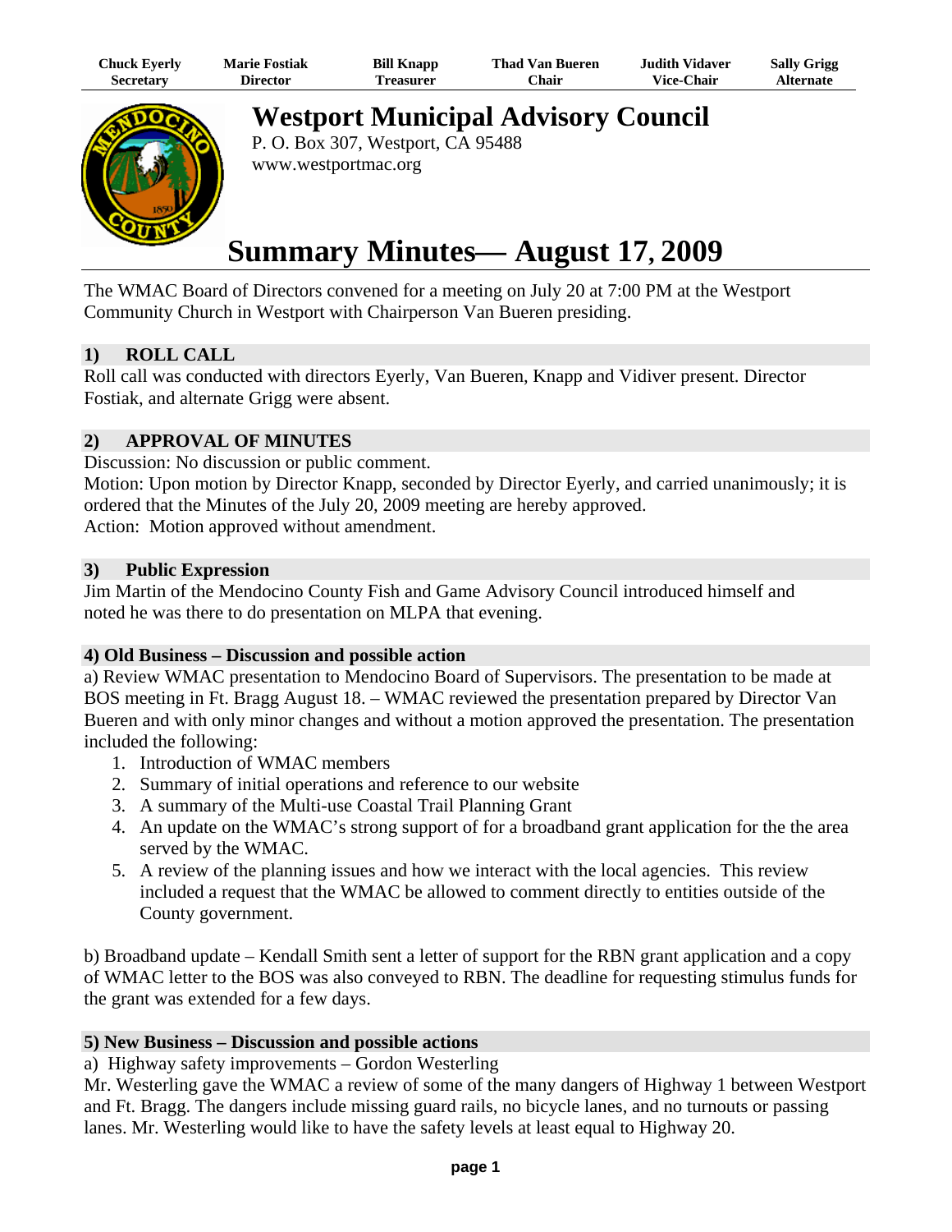| Chuck Eyerly | Marie Fostiak | Bill Knapp | Thad Van Bueren | Judith Vidaver | Sally Grigg |
|---|---|---|---|---|---|
| Secretary | Director | Treasurer | Chair | Vice-Chair | Alternate |

# Westport Municipal Advisory Council

P. O. Box 307, Westport, CA 95488
www.westportmac.org

# Summary Minutes— August 17, 2009

The WMAC Board of Directors convened for a meeting on July 20 at 7:00 PM at the Westport Community Church in Westport with Chairperson Van Bueren presiding.

## 1) ROLL CALL

Roll call was conducted with directors Eyerly, Van Bueren, Knapp and Vidiver present. Director Fostiak, and alternate Grigg were absent.

## 2) APPROVAL OF MINUTES

Discussion: No discussion or public comment.
Motion: Upon motion by Director Knapp, seconded by Director Eyerly, and carried unanimously; it is ordered that the Minutes of the July 20, 2009 meeting are hereby approved.
Action: Motion approved without amendment.

## 3) Public Expression

Jim Martin of the Mendocino County Fish and Game Advisory Council introduced himself and noted he was there to do presentation on MLPA that evening.

## 4) Old Business – Discussion and possible action

a) Review WMAC presentation to Mendocino Board of Supervisors. The presentation to be made at BOS meeting in Ft. Bragg August 18. – WMAC reviewed the presentation prepared by Director Van Bueren and with only minor changes and without a motion approved the presentation. The presentation included the following:

1. Introduction of WMAC members
2. Summary of initial operations and reference to our website
3. A summary of the Multi-use Coastal Trail Planning Grant
4. An update on the WMAC's strong support of for a broadband grant application for the the area served by the WMAC.
5. A review of the planning issues and how we interact with the local agencies. This review included a request that the WMAC be allowed to comment directly to entities outside of the County government.

b) Broadband update – Kendall Smith sent a letter of support for the RBN grant application and a copy of WMAC letter to the BOS was also conveyed to RBN. The deadline for requesting stimulus funds for the grant was extended for a few days.

## 5) New Business – Discussion and possible actions

a) Highway safety improvements – Gordon Westerling
Mr. Westerling gave the WMAC a review of some of the many dangers of Highway 1 between Westport and Ft. Bragg. The dangers include missing guard rails, no bicycle lanes, and no turnouts or passing lanes. Mr. Westerling would like to have the safety levels at least equal to Highway 20.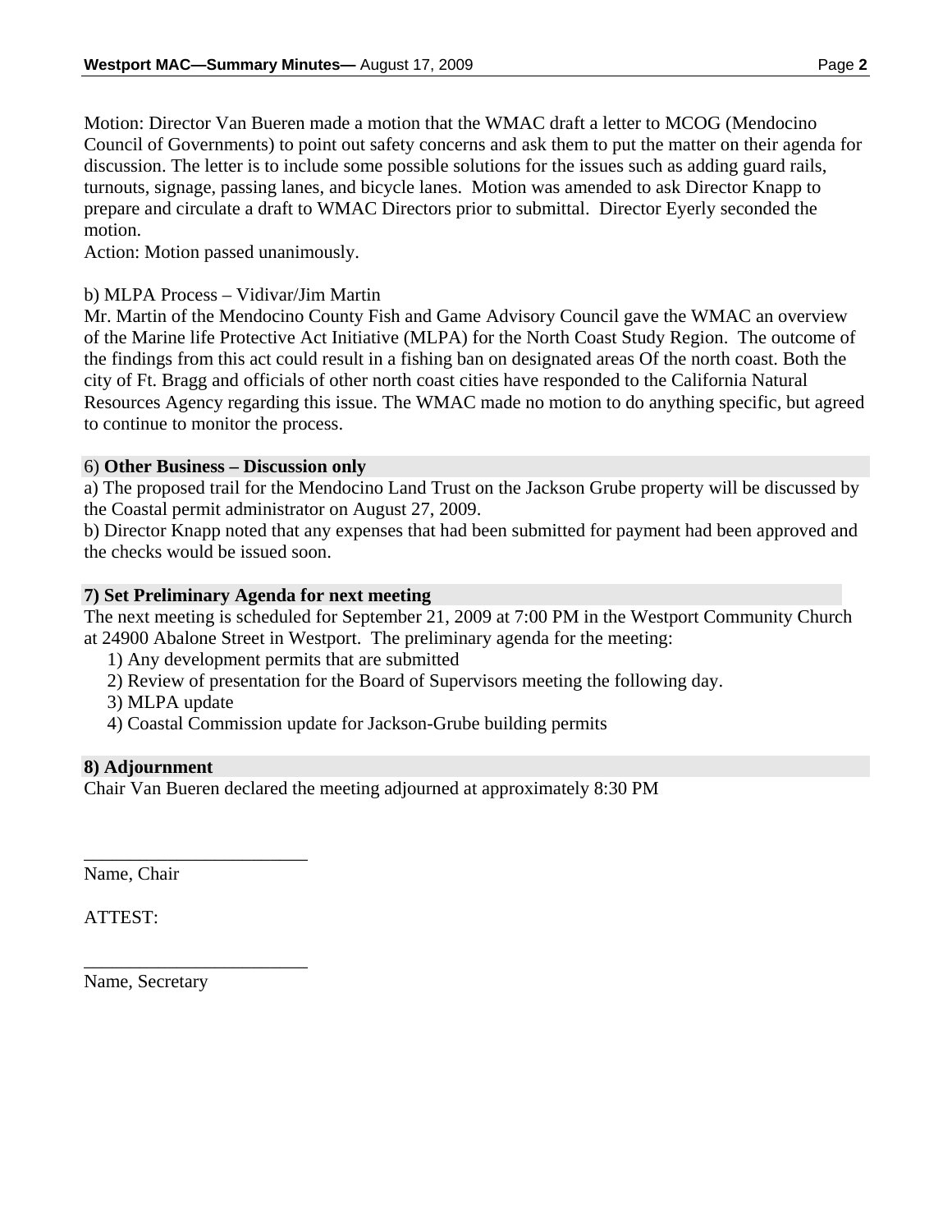Motion: Director Van Bueren made a motion that the WMAC draft a letter to MCOG (Mendocino Council of Governments) to point out safety concerns and ask them to put the matter on their agenda for discussion. The letter is to include some possible solutions for the issues such as adding guard rails, turnouts, signage, passing lanes, and bicycle lanes. Motion was amended to ask Director Knapp to prepare and circulate a draft to WMAC Directors prior to submittal. Director Eyerly seconded the motion.
Action: Motion passed unanimously.

b) MLPA Process – Vidivar/Jim Martin
Mr. Martin of the Mendocino County Fish and Game Advisory Council gave the WMAC an overview of the Marine life Protective Act Initiative (MLPA) for the North Coast Study Region. The outcome of the findings from this act could result in a fishing ban on designated areas Of the north coast. Both the city of Ft. Bragg and officials of other north coast cities have responded to the California Natural Resources Agency regarding this issue. The WMAC made no motion to do anything specific, but agreed to continue to monitor the process.

### 6) **Other Business – Discussion only**

a) The proposed trail for the Mendocino Land Trust on the Jackson Grube property will be discussed by the Coastal permit administrator on August 27, 2009.
b) Director Knapp noted that any expenses that had been submitted for payment had been approved and the checks would be issued soon.

### **7) Set Preliminary Agenda for next meeting**

The next meeting is scheduled for September 21, 2009 at 7:00 PM in the Westport Community Church at 24900 Abalone Street in Westport. The preliminary agenda for the meeting:

1) Any development permits that are submitted
2) Review of presentation for the Board of Supervisors meeting the following day.
3) MLPA update
4) Coastal Commission update for Jackson-Grube building permits

### **8) Adjournment**

Chair Van Bueren declared the meeting adjourned at approximately 8:30 PM

________________________
Name, Chair

ATTEST:

________________________
Name, Secretary